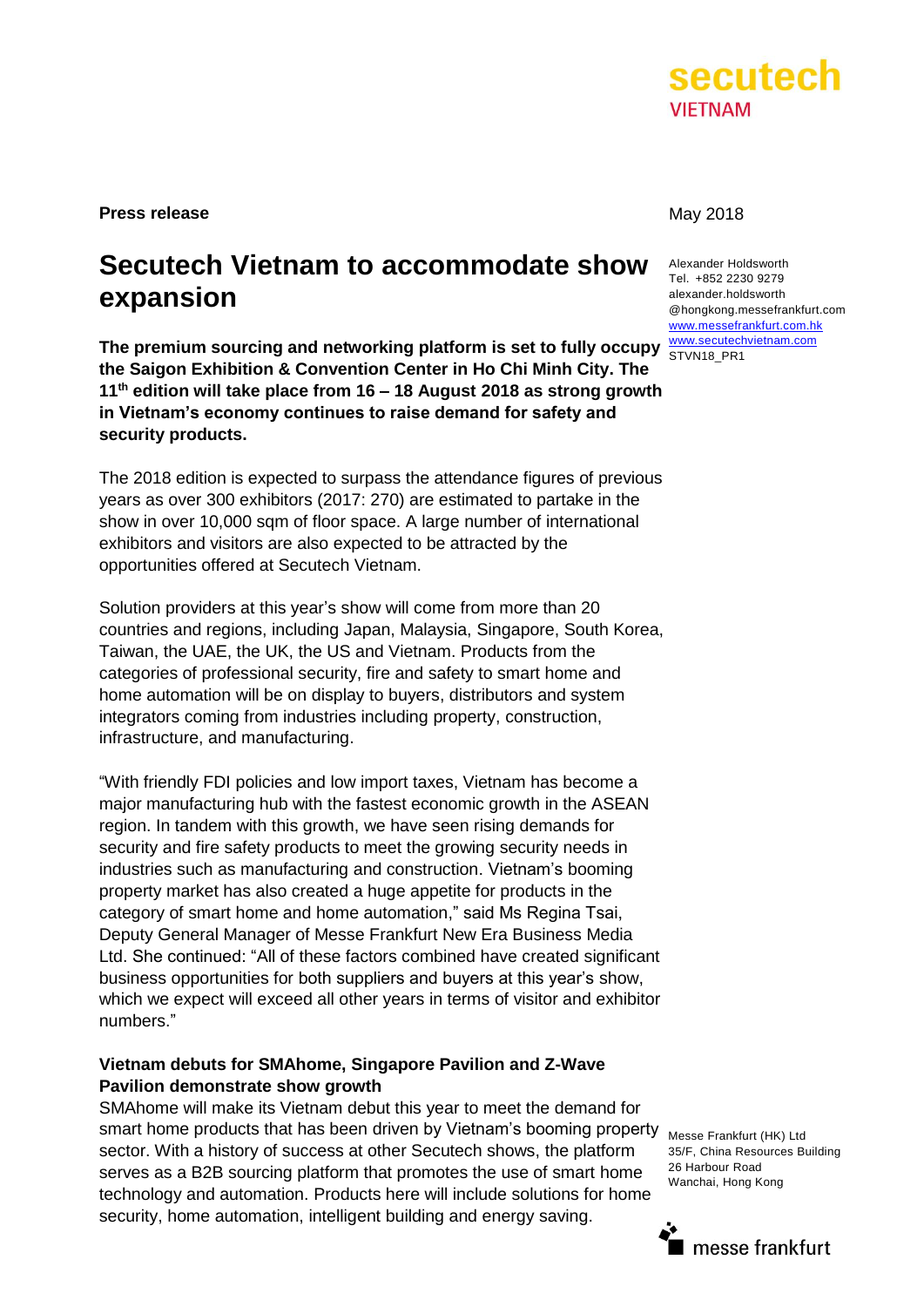**Press release**

May 2018

Alexander Holdsworth
Tel. +852 2230 9279
alexander.holdsworth@hongkong.messefrankfurt.com
www.messefrankfurt.com.hk
www.secutechvietnam.com
STVN18_PR1

# Secutech Vietnam to accommodate show expansion

**The premium sourcing and networking platform is set to fully occupy the Saigon Exhibition & Convention Center in Ho Chi Minh City. The 11th edition will take place from 16 – 18 August 2018 as strong growth in Vietnam's economy continues to raise demand for safety and security products.**

The 2018 edition is expected to surpass the attendance figures of previous years as over 300 exhibitors (2017: 270) are estimated to partake in the show in over 10,000 sqm of floor space. A large number of international exhibitors and visitors are also expected to be attracted by the opportunities offered at Secutech Vietnam.

Solution providers at this year's show will come from more than 20 countries and regions, including Japan, Malaysia, Singapore, South Korea, Taiwan, the UAE, the UK, the US and Vietnam. Products from the categories of professional security, fire and safety to smart home and home automation will be on display to buyers, distributors and system integrators coming from industries including property, construction, infrastructure, and manufacturing.

"With friendly FDI policies and low import taxes, Vietnam has become a major manufacturing hub with the fastest economic growth in the ASEAN region. In tandem with this growth, we have seen rising demands for security and fire safety products to meet the growing security needs in industries such as manufacturing and construction. Vietnam's booming property market has also created a huge appetite for products in the category of smart home and home automation," said Ms Regina Tsai, Deputy General Manager of Messe Frankfurt New Era Business Media Ltd. She continued: "All of these factors combined have created significant business opportunities for both suppliers and buyers at this year's show, which we expect will exceed all other years in terms of visitor and exhibitor numbers."

### Vietnam debuts for SMAhome, Singapore Pavilion and Z-Wave Pavilion demonstrate show growth

SMAhome will make its Vietnam debut this year to meet the demand for smart home products that has been driven by Vietnam's booming property sector. With a history of success at other Secutech shows, the platform serves as a B2B sourcing platform that promotes the use of smart home technology and automation. Products here will include solutions for home security, home automation, intelligent building and energy saving.

Messe Frankfurt (HK) Ltd
35/F, China Resources Building
26 Harbour Road
Wanchai, Hong Kong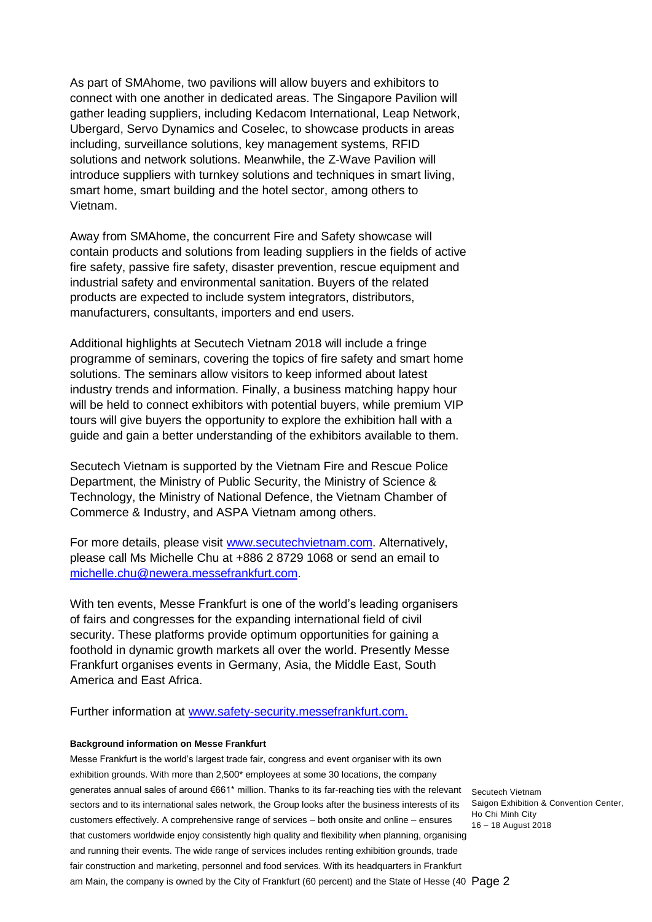As part of SMAhome, two pavilions will allow buyers and exhibitors to connect with one another in dedicated areas. The Singapore Pavilion will gather leading suppliers, including Kedacom International, Leap Network, Ubergard, Servo Dynamics and Coselec, to showcase products in areas including, surveillance solutions, key management systems, RFID solutions and network solutions. Meanwhile, the Z-Wave Pavilion will introduce suppliers with turnkey solutions and techniques in smart living, smart home, smart building and the hotel sector, among others to Vietnam.

Away from SMAhome, the concurrent Fire and Safety showcase will contain products and solutions from leading suppliers in the fields of active fire safety, passive fire safety, disaster prevention, rescue equipment and industrial safety and environmental sanitation. Buyers of the related products are expected to include system integrators, distributors, manufacturers, consultants, importers and end users.

Additional highlights at Secutech Vietnam 2018 will include a fringe programme of seminars, covering the topics of fire safety and smart home solutions. The seminars allow visitors to keep informed about latest industry trends and information. Finally, a business matching happy hour will be held to connect exhibitors with potential buyers, while premium VIP tours will give buyers the opportunity to explore the exhibition hall with a guide and gain a better understanding of the exhibitors available to them.

Secutech Vietnam is supported by the Vietnam Fire and Rescue Police Department, the Ministry of Public Security, the Ministry of Science & Technology, the Ministry of National Defence, the Vietnam Chamber of Commerce & Industry, and ASPA Vietnam among others.

For more details, please visit [www.secutechvietnam.com](http://www.secutechvietnam.com). Alternatively, please call Ms Michelle Chu at +886 2 8729 1068 or send an email to [michelle.chu@newera.messefrankfurt.com](mailto:michelle.chu@newera.messefrankfurt.com).

With ten events, Messe Frankfurt is one of the world's leading organisers of fairs and congresses for the expanding international field of civil security. These platforms provide optimum opportunities for gaining a foothold in dynamic growth markets all over the world. Presently Messe Frankfurt organises events in Germany, Asia, the Middle East, South America and East Africa.

Further information at [www.safety-security.messefrankfurt.com.](http://www.safety-security.messefrankfurt.com)

**Background information on Messe Frankfurt**

Messe Frankfurt is the world's largest trade fair, congress and event organiser with its own exhibition grounds. With more than 2,500* employees at some 30 locations, the company generates annual sales of around €661* million. Thanks to its far-reaching ties with the relevant sectors and to its international sales network, the Group looks after the business interests of its customers effectively. A comprehensive range of services – both onsite and online – ensures that customers worldwide enjoy consistently high quality and flexibility when planning, organising and running their events. The wide range of services includes renting exhibition grounds, trade fair construction and marketing, personnel and food services. With its headquarters in Frankfurt am Main, the company is owned by the City of Frankfurt (60 percent) and the State of Hesse (40

Secutech Vietnam
Saigon Exhibition & Convention Center, Ho Chi Minh City
16 – 18 August 2018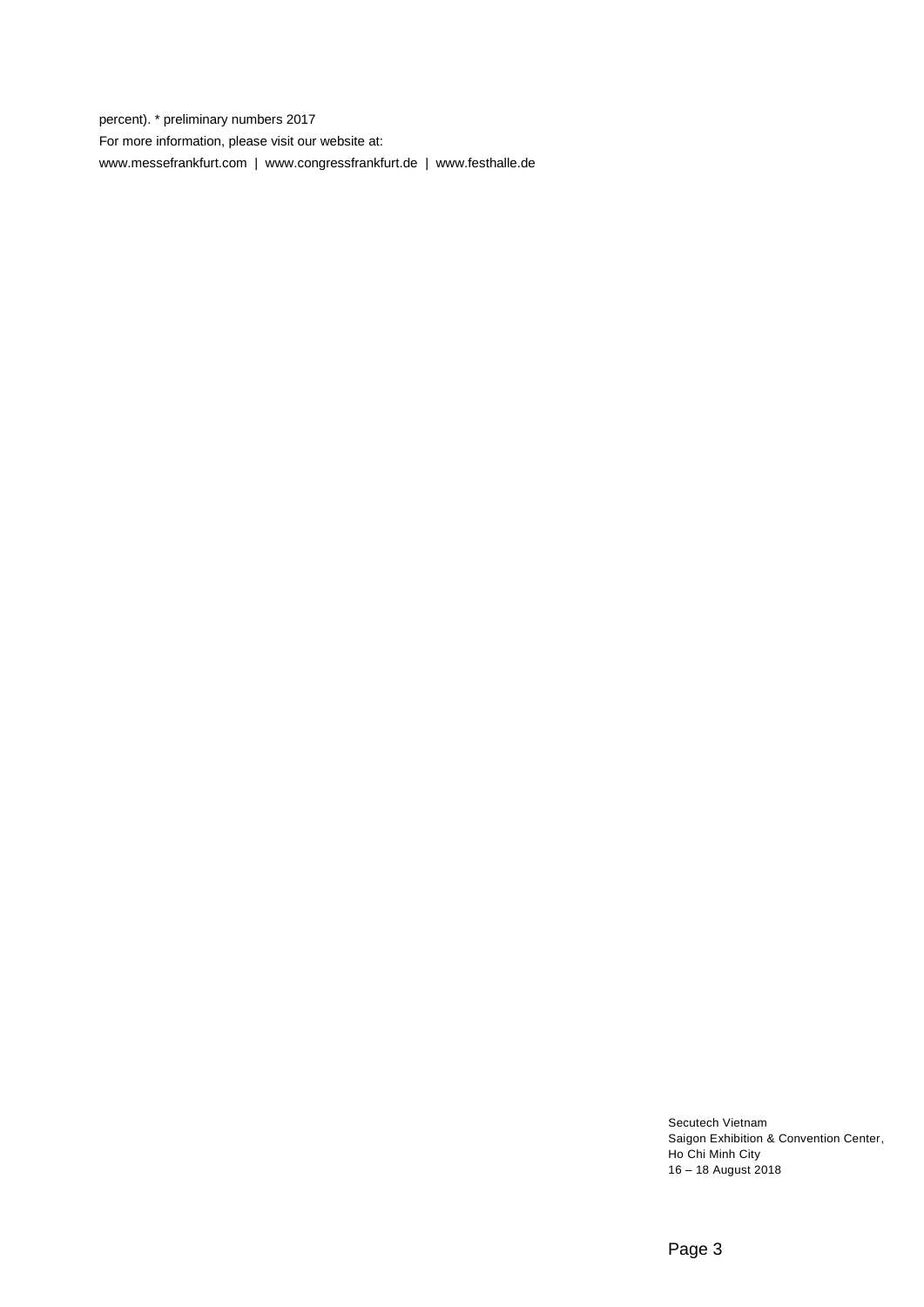percent). * preliminary numbers 2017

For more information, please visit our website at:

www.messefrankfurt.com | www.congressfrankfurt.de | www.festhalle.de